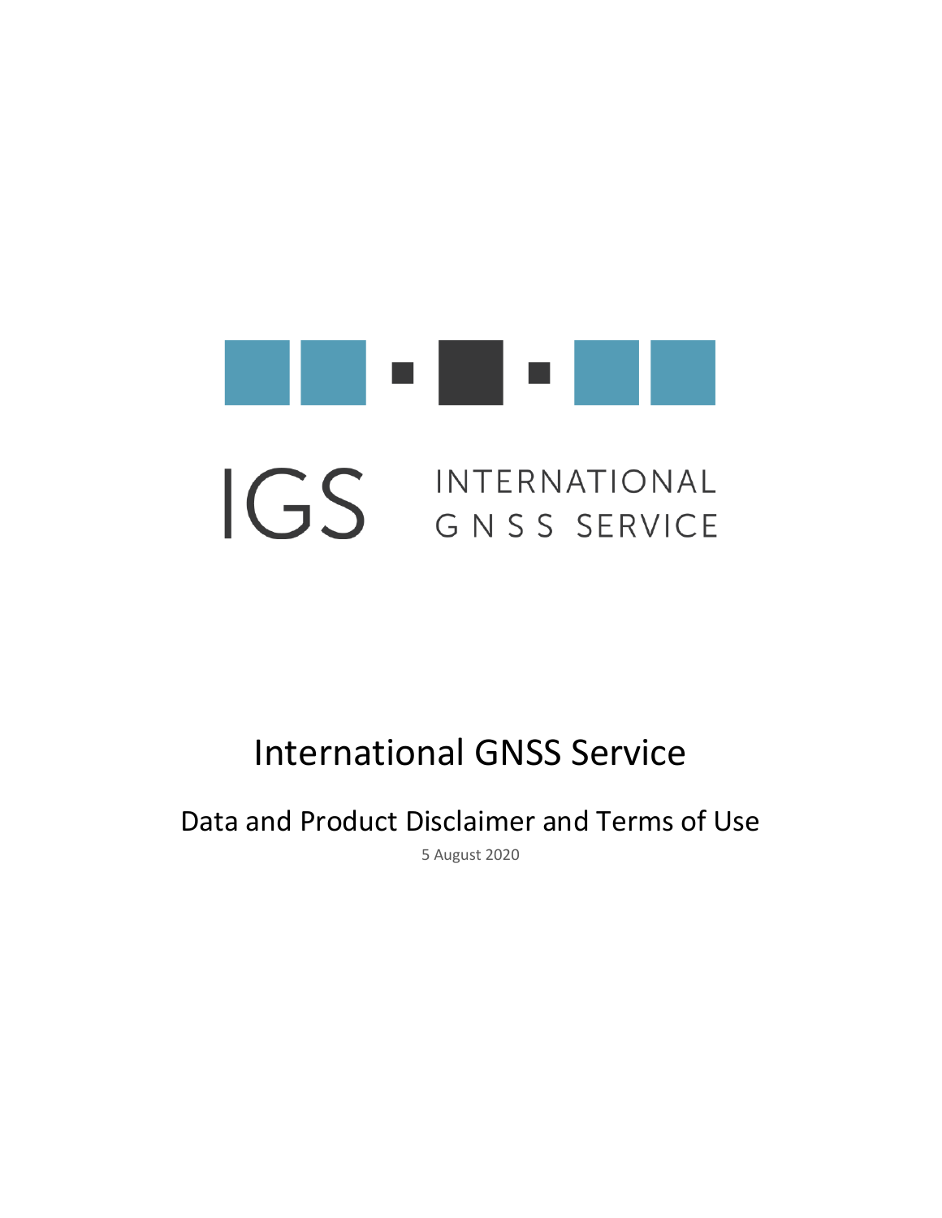IGS INTERNATIONAL GNSS SERVICE

# International GNSS Service

## Data and Product Disclaimer and Terms of Use

5 August 2020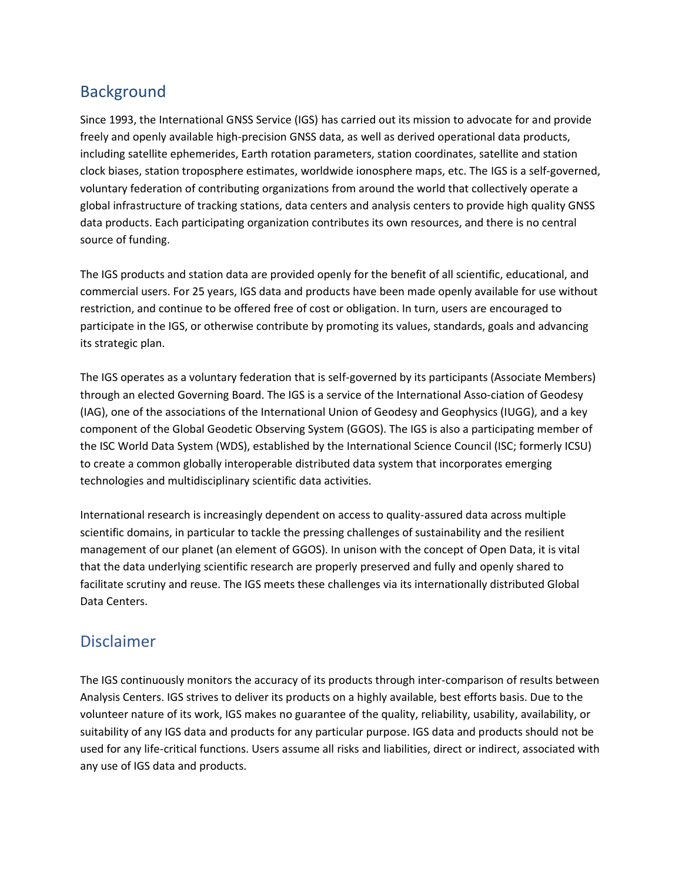## Background

Since 1993, the International GNSS Service (IGS) has carried out its mission to advocate for and provide freely and openly available high-precision GNSS data, as well as derived operational data products, including satellite ephemerides, Earth rotation parameters, station coordinates, satellite and station clock biases, station troposphere estimates, worldwide ionosphere maps, etc. The IGS is a self-governed, voluntary federation of contributing organizations from around the world that collectively operate a global infrastructure of tracking stations, data centers and analysis centers to provide high quality GNSS data products. Each participating organization contributes its own resources, and there is no central source of funding.

The IGS products and station data are provided openly for the benefit of all scientific, educational, and commercial users. For 25 years, IGS data and products have been made openly available for use without restriction, and continue to be offered free of cost or obligation. In turn, users are encouraged to participate in the IGS, or otherwise contribute by promoting its values, standards, goals and advancing its strategic plan.

The IGS operates as a voluntary federation that is self-governed by its participants (Associate Members) through an elected Governing Board. The IGS is a service of the International Asso-ciation of Geodesy (IAG), one of the associations of the International Union of Geodesy and Geophysics (IUGG), and a key component of the Global Geodetic Observing System (GGOS). The IGS is also a participating member of the ISC World Data System (WDS), established by the International Science Council (ISC; formerly ICSU) to create a common globally interoperable distributed data system that incorporates emerging technologies and multidisciplinary scientific data activities.

International research is increasingly dependent on access to quality-assured data across multiple scientific domains, in particular to tackle the pressing challenges of sustainability and the resilient management of our planet (an element of GGOS). In unison with the concept of Open Data, it is vital that the data underlying scientific research are properly preserved and fully and openly shared to facilitate scrutiny and reuse. The IGS meets these challenges via its internationally distributed Global Data Centers.

## Disclaimer

The IGS continuously monitors the accuracy of its products through inter-comparison of results between Analysis Centers. IGS strives to deliver its products on a highly available, best efforts basis. Due to the volunteer nature of its work, IGS makes no guarantee of the quality, reliability, usability, availability, or suitability of any IGS data and products for any particular purpose. IGS data and products should not be used for any life-critical functions. Users assume all risks and liabilities, direct or indirect, associated with any use of IGS data and products.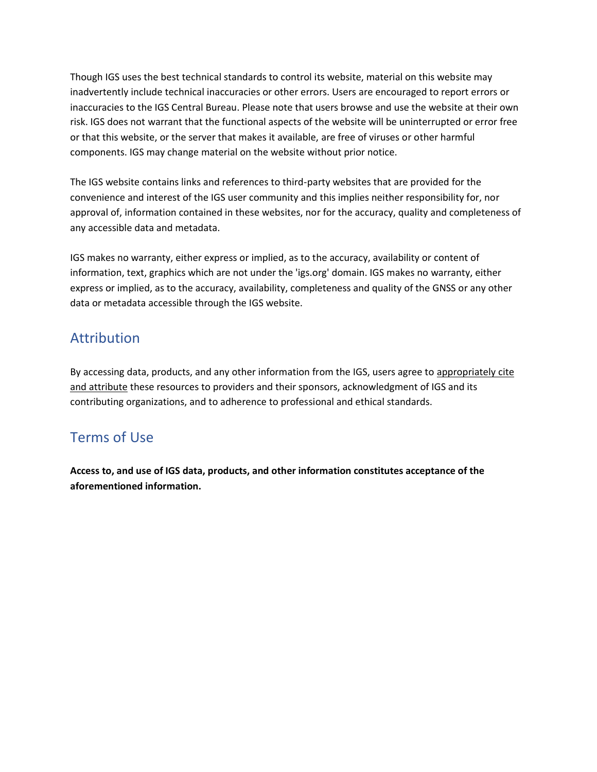Though IGS uses the best technical standards to control its website, material on this website may inadvertently include technical inaccuracies or other errors. Users are encouraged to report errors or inaccuracies to the IGS Central Bureau. Please note that users browse and use the website at their own risk. IGS does not warrant that the functional aspects of the website will be uninterrupted or error free or that this website, or the server that makes it available, are free of viruses or other harmful components. IGS may change material on the website without prior notice.

The IGS website contains links and references to third-party websites that are provided for the convenience and interest of the IGS user community and this implies neither responsibility for, nor approval of, information contained in these websites, nor for the accuracy, quality and completeness of any accessible data and metadata.

IGS makes no warranty, either express or implied, as to the accuracy, availability or content of information, text, graphics which are not under the 'igs.org' domain. IGS makes no warranty, either express or implied, as to the accuracy, availability, completeness and quality of the GNSS or any other data or metadata accessible through the IGS website.

## Attribution

By accessing data, products, and any other information from the IGS, users agree to appropriately cite and attribute these resources to providers and their sponsors, acknowledgment of IGS and its contributing organizations, and to adherence to professional and ethical standards.

## Terms of Use

**Access to, and use of IGS data, products, and other information constitutes acceptance of the aforementioned information.**